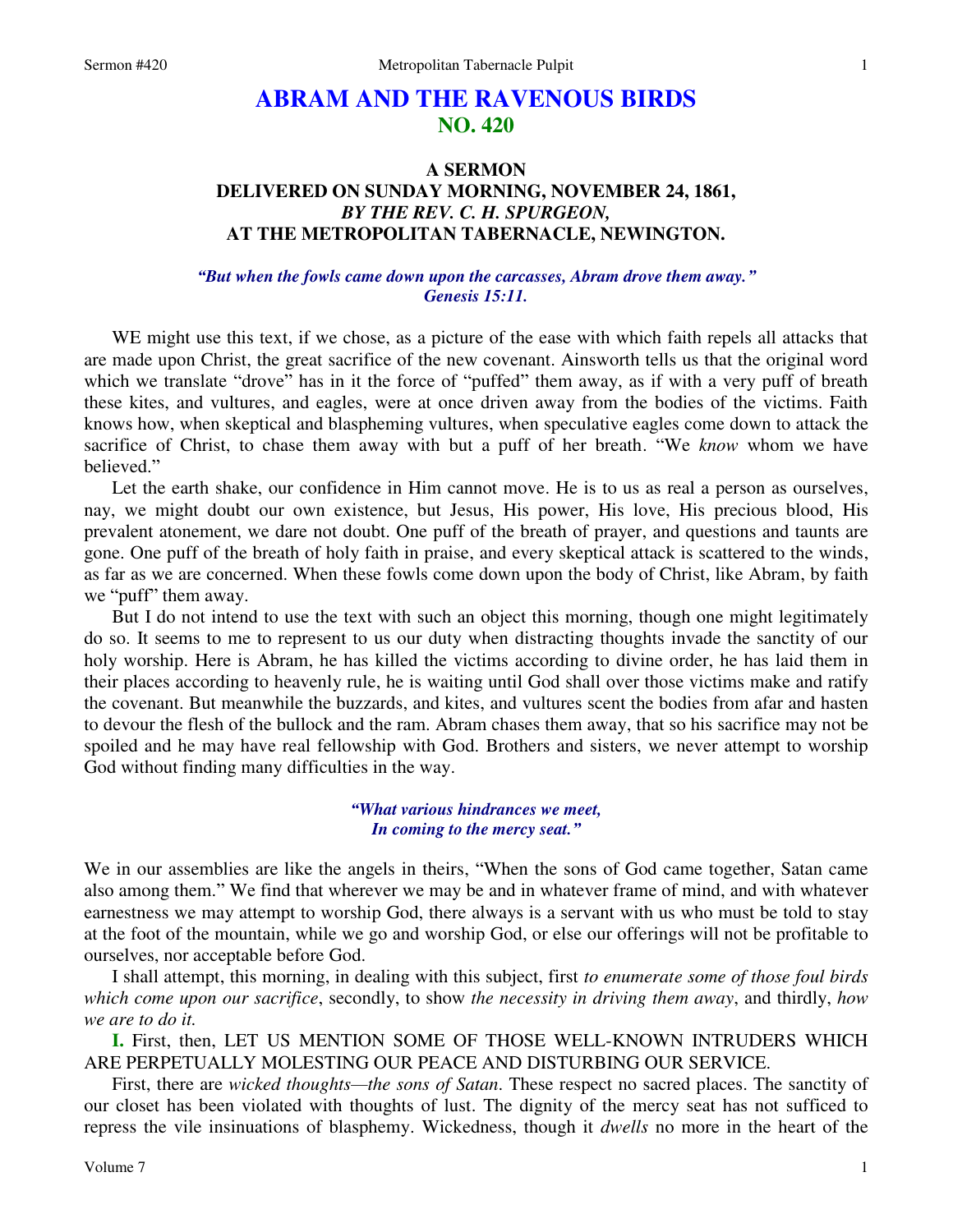# ABRAM AND THE RAVENOUS BIRDS
## NO. 420

### A SERMON
### DELIVERED ON SUNDAY MORNING, NOVEMBER 24, 1861,
### *BY THE REV. C. H. SPURGEON,*
### AT THE METROPOLITAN TABERNACLE, NEWINGTON.

***"But when the fowls came down upon the carcasses, Abram drove them away." Genesis 15:11.***

WE might use this text, if we chose, as a picture of the ease with which faith repels all attacks that are made upon Christ, the great sacrifice of the new covenant. Ainsworth tells us that the original word which we translate "drove" has in it the force of "puffed" them away, as if with a very puff of breath these kites, and vultures, and eagles, were at once driven away from the bodies of the victims. Faith knows how, when skeptical and blaspheming vultures, when speculative eagles come down to attack the sacrifice of Christ, to chase them away with but a puff of her breath. "We *know* whom we have believed."

Let the earth shake, our confidence in Him cannot move. He is to us as real a person as ourselves, nay, we might doubt our own existence, but Jesus, His power, His love, His precious blood, His prevalent atonement, we dare not doubt. One puff of the breath of prayer, and questions and taunts are gone. One puff of the breath of holy faith in praise, and every skeptical attack is scattered to the winds, as far as we are concerned. When these fowls come down upon the body of Christ, like Abram, by faith we "puff" them away.

But I do not intend to use the text with such an object this morning, though one might legitimately do so. It seems to me to represent to us our duty when distracting thoughts invade the sanctity of our holy worship. Here is Abram, he has killed the victims according to divine order, he has laid them in their places according to heavenly rule, he is waiting until God shall over those victims make and ratify the covenant. But meanwhile the buzzards, and kites, and vultures scent the bodies from afar and hasten to devour the flesh of the bullock and the ram. Abram chases them away, that so his sacrifice may not be spoiled and he may have real fellowship with God. Brothers and sisters, we never attempt to worship God without finding many difficulties in the way.

> ***"What various hindrances we meet,***
> ***In coming to the mercy seat."***

We in our assemblies are like the angels in theirs, "When the sons of God came together, Satan came also among them." We find that wherever we may be and in whatever frame of mind, and with whatever earnestness we may attempt to worship God, there always is a servant with us who must be told to stay at the foot of the mountain, while we go and worship God, or else our offerings will not be profitable to ourselves, nor acceptable before God.

I shall attempt, this morning, in dealing with this subject, first *to enumerate some of those foul birds which come upon our sacrifice*, secondly, to show *the necessity in driving them away*, and thirdly, *how we are to do it.*

**I.** First, then, LET US MENTION SOME OF THOSE WELL-KNOWN INTRUDERS WHICH ARE PERPETUALLY MOLESTING OUR PEACE AND DISTURBING OUR SERVICE.

First, there are *wicked thoughts—the sons of Satan*. These respect no sacred places. The sanctity of our closet has been violated with thoughts of lust. The dignity of the mercy seat has not sufficed to repress the vile insinuations of blasphemy. Wickedness, though it *dwells* no more in the heart of the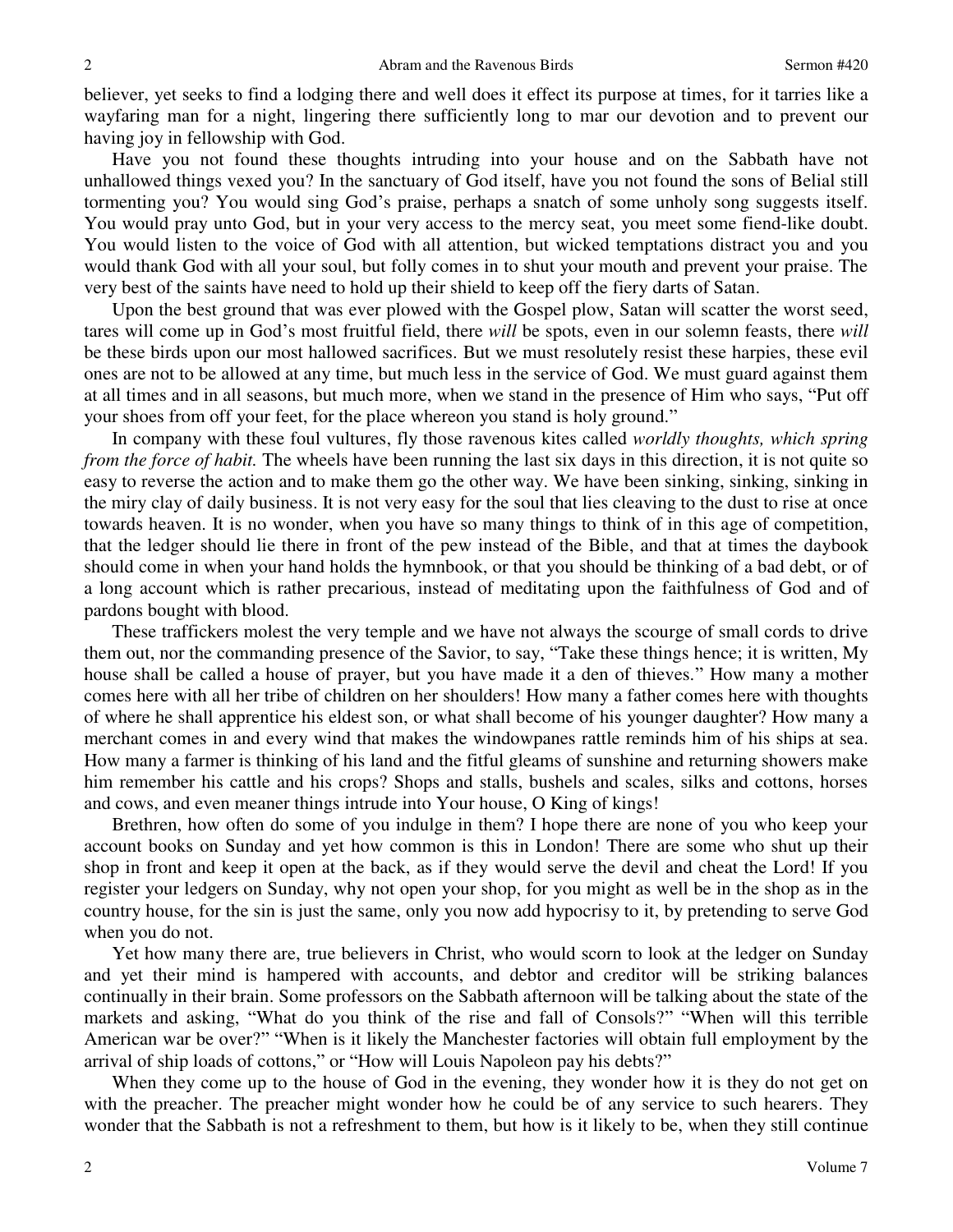believer, yet seeks to find a lodging there and well does it effect its purpose at times, for it tarries like a wayfaring man for a night, lingering there sufficiently long to mar our devotion and to prevent our having joy in fellowship with God.

Have you not found these thoughts intruding into your house and on the Sabbath have not unhallowed things vexed you? In the sanctuary of God itself, have you not found the sons of Belial still tormenting you? You would sing God's praise, perhaps a snatch of some unholy song suggests itself. You would pray unto God, but in your very access to the mercy seat, you meet some fiend-like doubt. You would listen to the voice of God with all attention, but wicked temptations distract you and you would thank God with all your soul, but folly comes in to shut your mouth and prevent your praise. The very best of the saints have need to hold up their shield to keep off the fiery darts of Satan.

Upon the best ground that was ever plowed with the Gospel plow, Satan will scatter the worst seed, tares will come up in God's most fruitful field, there *will* be spots, even in our solemn feasts, there *will* be these birds upon our most hallowed sacrifices. But we must resolutely resist these harpies, these evil ones are not to be allowed at any time, but much less in the service of God. We must guard against them at all times and in all seasons, but much more, when we stand in the presence of Him who says, "Put off your shoes from off your feet, for the place whereon you stand is holy ground."

In company with these foul vultures, fly those ravenous kites called *worldly thoughts, which spring from the force of habit.* The wheels have been running the last six days in this direction, it is not quite so easy to reverse the action and to make them go the other way. We have been sinking, sinking, sinking in the miry clay of daily business. It is not very easy for the soul that lies cleaving to the dust to rise at once towards heaven. It is no wonder, when you have so many things to think of in this age of competition, that the ledger should lie there in front of the pew instead of the Bible, and that at times the daybook should come in when your hand holds the hymnbook, or that you should be thinking of a bad debt, or of a long account which is rather precarious, instead of meditating upon the faithfulness of God and of pardons bought with blood.

These traffickers molest the very temple and we have not always the scourge of small cords to drive them out, nor the commanding presence of the Savior, to say, "Take these things hence; it is written, My house shall be called a house of prayer, but you have made it a den of thieves." How many a mother comes here with all her tribe of children on her shoulders! How many a father comes here with thoughts of where he shall apprentice his eldest son, or what shall become of his younger daughter? How many a merchant comes in and every wind that makes the windowpanes rattle reminds him of his ships at sea. How many a farmer is thinking of his land and the fitful gleams of sunshine and returning showers make him remember his cattle and his crops? Shops and stalls, bushels and scales, silks and cottons, horses and cows, and even meaner things intrude into Your house, O King of kings!

Brethren, how often do some of you indulge in them? I hope there are none of you who keep your account books on Sunday and yet how common is this in London! There are some who shut up their shop in front and keep it open at the back, as if they would serve the devil and cheat the Lord! If you register your ledgers on Sunday, why not open your shop, for you might as well be in the shop as in the country house, for the sin is just the same, only you now add hypocrisy to it, by pretending to serve God when you do not.

Yet how many there are, true believers in Christ, who would scorn to look at the ledger on Sunday and yet their mind is hampered with accounts, and debtor and creditor will be striking balances continually in their brain. Some professors on the Sabbath afternoon will be talking about the state of the markets and asking, "What do you think of the rise and fall of Consols?" "When will this terrible American war be over?" "When is it likely the Manchester factories will obtain full employment by the arrival of ship loads of cottons," or "How will Louis Napoleon pay his debts?"

When they come up to the house of God in the evening, they wonder how it is they do not get on with the preacher. The preacher might wonder how he could be of any service to such hearers. They wonder that the Sabbath is not a refreshment to them, but how is it likely to be, when they still continue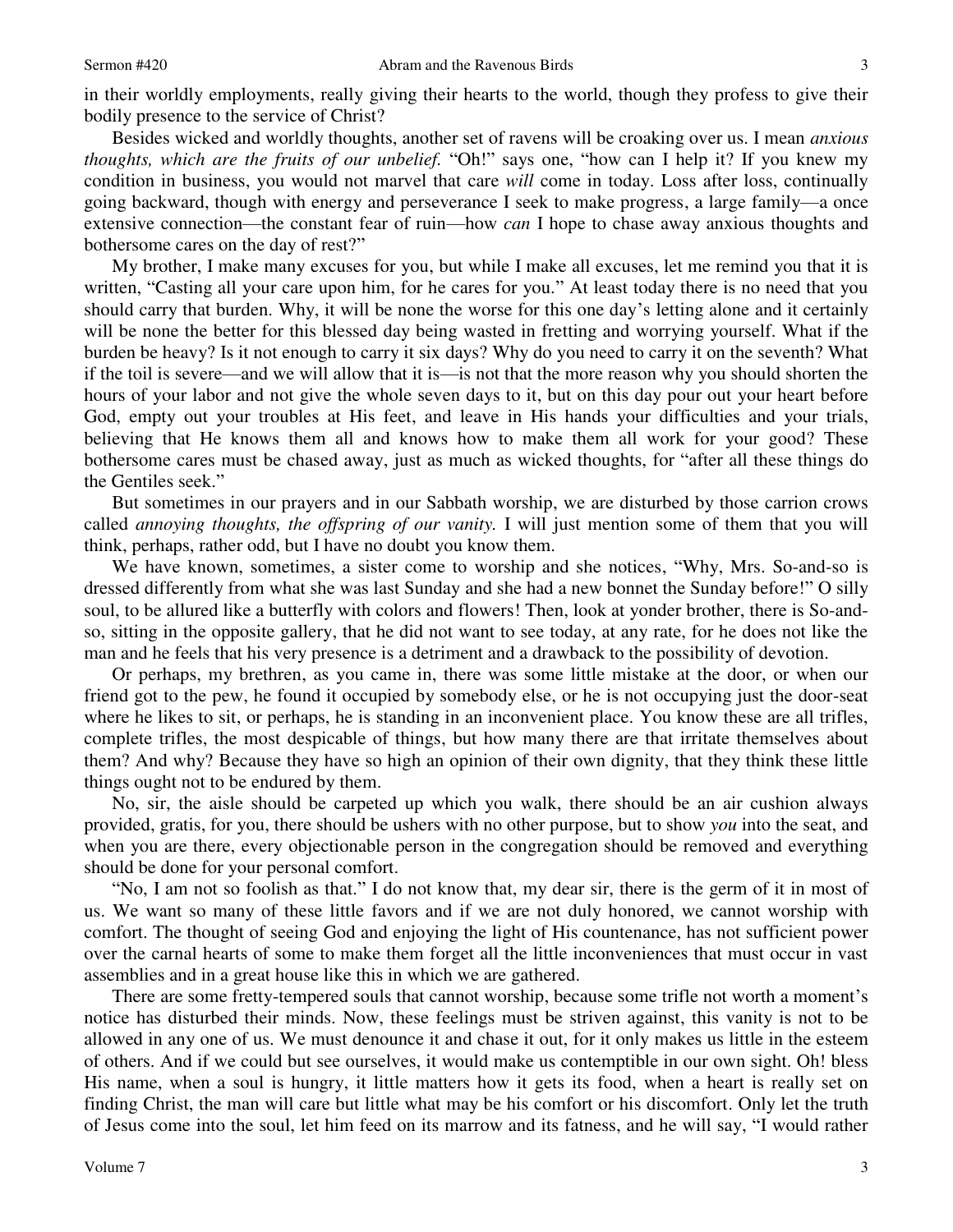in their worldly employments, really giving their hearts to the world, though they profess to give their bodily presence to the service of Christ?

Besides wicked and worldly thoughts, another set of ravens will be croaking over us. I mean *anxious thoughts, which are the fruits of our unbelief.* "Oh!" says one, "how can I help it? If you knew my condition in business, you would not marvel that care *will* come in today. Loss after loss, continually going backward, though with energy and perseverance I seek to make progress, a large family—a once extensive connection—the constant fear of ruin—how *can* I hope to chase away anxious thoughts and bothersome cares on the day of rest?"

My brother, I make many excuses for you, but while I make all excuses, let me remind you that it is written, "Casting all your care upon him, for he cares for you." At least today there is no need that you should carry that burden. Why, it will be none the worse for this one day's letting alone and it certainly will be none the better for this blessed day being wasted in fretting and worrying yourself. What if the burden be heavy? Is it not enough to carry it six days? Why do you need to carry it on the seventh? What if the toil is severe—and we will allow that it is—is not that the more reason why you should shorten the hours of your labor and not give the whole seven days to it, but on this day pour out your heart before God, empty out your troubles at His feet, and leave in His hands your difficulties and your trials, believing that He knows them all and knows how to make them all work for your good? These bothersome cares must be chased away, just as much as wicked thoughts, for "after all these things do the Gentiles seek."

But sometimes in our prayers and in our Sabbath worship, we are disturbed by those carrion crows called *annoying thoughts, the offspring of our vanity.* I will just mention some of them that you will think, perhaps, rather odd, but I have no doubt you know them.

We have known, sometimes, a sister come to worship and she notices, "Why, Mrs. So-and-so is dressed differently from what she was last Sunday and she had a new bonnet the Sunday before!" O silly soul, to be allured like a butterfly with colors and flowers! Then, look at yonder brother, there is So-and-so, sitting in the opposite gallery, that he did not want to see today, at any rate, for he does not like the man and he feels that his very presence is a detriment and a drawback to the possibility of devotion.

Or perhaps, my brethren, as you came in, there was some little mistake at the door, or when our friend got to the pew, he found it occupied by somebody else, or he is not occupying just the door-seat where he likes to sit, or perhaps, he is standing in an inconvenient place. You know these are all trifles, complete trifles, the most despicable of things, but how many there are that irritate themselves about them? And why? Because they have so high an opinion of their own dignity, that they think these little things ought not to be endured by them.

No, sir, the aisle should be carpeted up which you walk, there should be an air cushion always provided, gratis, for you, there should be ushers with no other purpose, but to show *you* into the seat, and when you are there, every objectionable person in the congregation should be removed and everything should be done for your personal comfort.

"No, I am not so foolish as that." I do not know that, my dear sir, there is the germ of it in most of us. We want so many of these little favors and if we are not duly honored, we cannot worship with comfort. The thought of seeing God and enjoying the light of His countenance, has not sufficient power over the carnal hearts of some to make them forget all the little inconveniences that must occur in vast assemblies and in a great house like this in which we are gathered.

There are some fretty-tempered souls that cannot worship, because some trifle not worth a moment's notice has disturbed their minds. Now, these feelings must be striven against, this vanity is not to be allowed in any one of us. We must denounce it and chase it out, for it only makes us little in the esteem of others. And if we could but see ourselves, it would make us contemptible in our own sight. Oh! bless His name, when a soul is hungry, it little matters how it gets its food, when a heart is really set on finding Christ, the man will care but little what may be his comfort or his discomfort. Only let the truth of Jesus come into the soul, let him feed on its marrow and its fatness, and he will say, "I would rather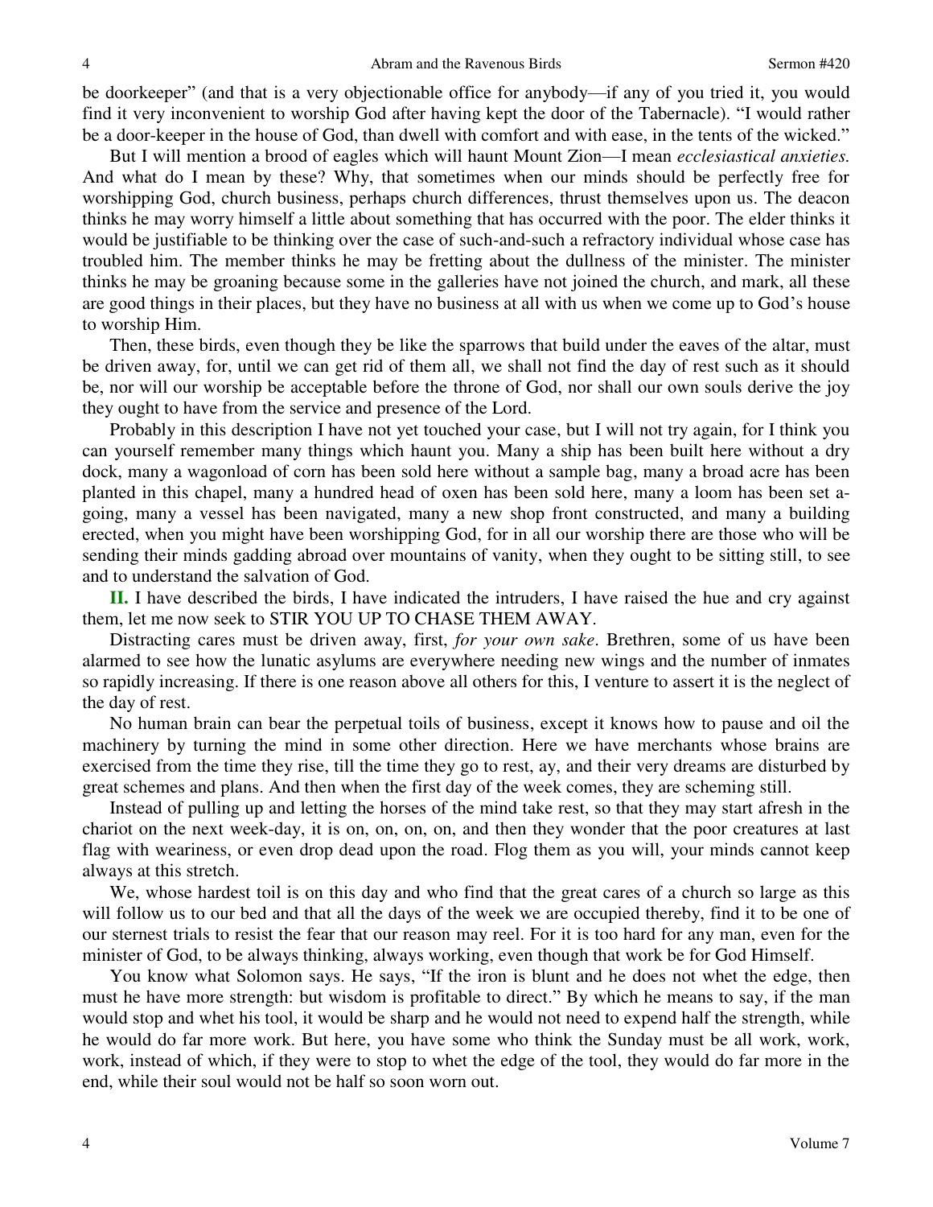be doorkeeper" (and that is a very objectionable office for anybody—if any of you tried it, you would find it very inconvenient to worship God after having kept the door of the Tabernacle). "I would rather be a door-keeper in the house of God, than dwell with comfort and with ease, in the tents of the wicked."

But I will mention a brood of eagles which will haunt Mount Zion—I mean *ecclesiastical anxieties.* And what do I mean by these? Why, that sometimes when our minds should be perfectly free for worshipping God, church business, perhaps church differences, thrust themselves upon us. The deacon thinks he may worry himself a little about something that has occurred with the poor. The elder thinks it would be justifiable to be thinking over the case of such-and-such a refractory individual whose case has troubled him. The member thinks he may be fretting about the dullness of the minister. The minister thinks he may be groaning because some in the galleries have not joined the church, and mark, all these are good things in their places, but they have no business at all with us when we come up to God's house to worship Him.

Then, these birds, even though they be like the sparrows that build under the eaves of the altar, must be driven away, for, until we can get rid of them all, we shall not find the day of rest such as it should be, nor will our worship be acceptable before the throne of God, nor shall our own souls derive the joy they ought to have from the service and presence of the Lord.

Probably in this description I have not yet touched your case, but I will not try again, for I think you can yourself remember many things which haunt you. Many a ship has been built here without a dry dock, many a wagonload of corn has been sold here without a sample bag, many a broad acre has been planted in this chapel, many a hundred head of oxen has been sold here, many a loom has been set a-going, many a vessel has been navigated, many a new shop front constructed, and many a building erected, when you might have been worshipping God, for in all our worship there are those who will be sending their minds gadding abroad over mountains of vanity, when they ought to be sitting still, to see and to understand the salvation of God.

**II.** I have described the birds, I have indicated the intruders, I have raised the hue and cry against them, let me now seek to STIR YOU UP TO CHASE THEM AWAY.

Distracting cares must be driven away, first, *for your own sake*. Brethren, some of us have been alarmed to see how the lunatic asylums are everywhere needing new wings and the number of inmates so rapidly increasing. If there is one reason above all others for this, I venture to assert it is the neglect of the day of rest.

No human brain can bear the perpetual toils of business, except it knows how to pause and oil the machinery by turning the mind in some other direction. Here we have merchants whose brains are exercised from the time they rise, till the time they go to rest, ay, and their very dreams are disturbed by great schemes and plans. And then when the first day of the week comes, they are scheming still.

Instead of pulling up and letting the horses of the mind take rest, so that they may start afresh in the chariot on the next week-day, it is on, on, on, on, and then they wonder that the poor creatures at last flag with weariness, or even drop dead upon the road. Flog them as you will, your minds cannot keep always at this stretch.

We, whose hardest toil is on this day and who find that the great cares of a church so large as this will follow us to our bed and that all the days of the week we are occupied thereby, find it to be one of our sternest trials to resist the fear that our reason may reel. For it is too hard for any man, even for the minister of God, to be always thinking, always working, even though that work be for God Himself.

You know what Solomon says. He says, "If the iron is blunt and he does not whet the edge, then must he have more strength: but wisdom is profitable to direct." By which he means to say, if the man would stop and whet his tool, it would be sharp and he would not need to expend half the strength, while he would do far more work. But here, you have some who think the Sunday must be all work, work, work, instead of which, if they were to stop to whet the edge of the tool, they would do far more in the end, while their soul would not be half so soon worn out.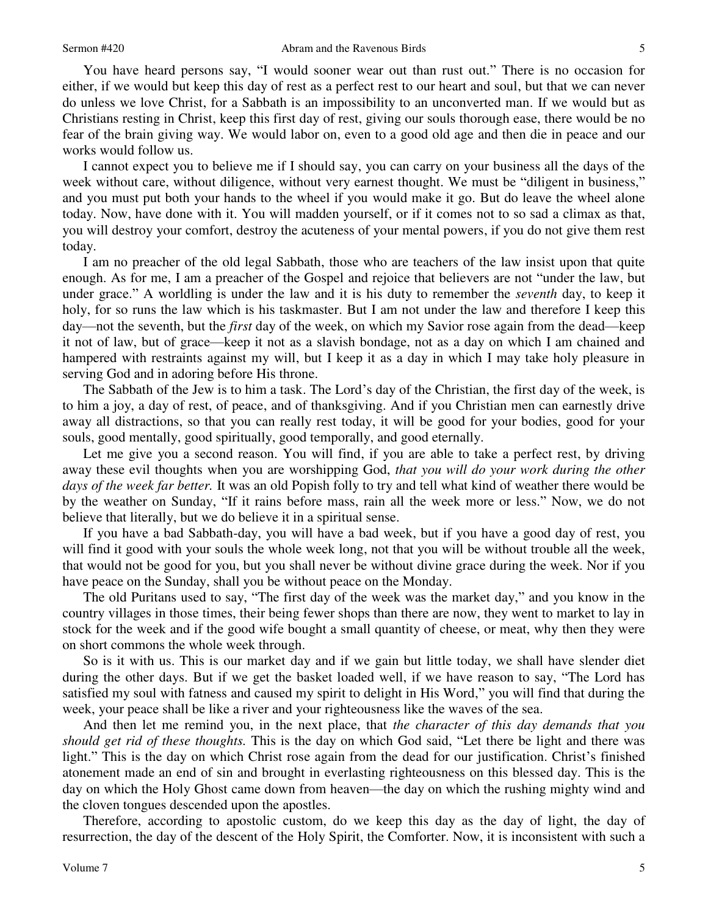You have heard persons say, "I would sooner wear out than rust out." There is no occasion for either, if we would but keep this day of rest as a perfect rest to our heart and soul, but that we can never do unless we love Christ, for a Sabbath is an impossibility to an unconverted man. If we would but as Christians resting in Christ, keep this first day of rest, giving our souls thorough ease, there would be no fear of the brain giving way. We would labor on, even to a good old age and then die in peace and our works would follow us.

I cannot expect you to believe me if I should say, you can carry on your business all the days of the week without care, without diligence, without very earnest thought. We must be "diligent in business," and you must put both your hands to the wheel if you would make it go. But do leave the wheel alone today. Now, have done with it. You will madden yourself, or if it comes not to so sad a climax as that, you will destroy your comfort, destroy the acuteness of your mental powers, if you do not give them rest today.

I am no preacher of the old legal Sabbath, those who are teachers of the law insist upon that quite enough. As for me, I am a preacher of the Gospel and rejoice that believers are not "under the law, but under grace." A worldling is under the law and it is his duty to remember the *seventh* day, to keep it holy, for so runs the law which is his taskmaster. But I am not under the law and therefore I keep this day—not the seventh, but the *first* day of the week, on which my Savior rose again from the dead—keep it not of law, but of grace—keep it not as a slavish bondage, not as a day on which I am chained and hampered with restraints against my will, but I keep it as a day in which I may take holy pleasure in serving God and in adoring before His throne.

The Sabbath of the Jew is to him a task. The Lord's day of the Christian, the first day of the week, is to him a joy, a day of rest, of peace, and of thanksgiving. And if you Christian men can earnestly drive away all distractions, so that you can really rest today, it will be good for your bodies, good for your souls, good mentally, good spiritually, good temporally, and good eternally.

Let me give you a second reason. You will find, if you are able to take a perfect rest, by driving away these evil thoughts when you are worshipping God, *that you will do your work during the other days of the week far better.* It was an old Popish folly to try and tell what kind of weather there would be by the weather on Sunday, "If it rains before mass, rain all the week more or less." Now, we do not believe that literally, but we do believe it in a spiritual sense.

If you have a bad Sabbath-day, you will have a bad week, but if you have a good day of rest, you will find it good with your souls the whole week long, not that you will be without trouble all the week, that would not be good for you, but you shall never be without divine grace during the week. Nor if you have peace on the Sunday, shall you be without peace on the Monday.

The old Puritans used to say, "The first day of the week was the market day," and you know in the country villages in those times, their being fewer shops than there are now, they went to market to lay in stock for the week and if the good wife bought a small quantity of cheese, or meat, why then they were on short commons the whole week through.

So is it with us. This is our market day and if we gain but little today, we shall have slender diet during the other days. But if we get the basket loaded well, if we have reason to say, "The Lord has satisfied my soul with fatness and caused my spirit to delight in His Word," you will find that during the week, your peace shall be like a river and your righteousness like the waves of the sea.

And then let me remind you, in the next place, that *the character of this day demands that you should get rid of these thoughts.* This is the day on which God said, "Let there be light and there was light." This is the day on which Christ rose again from the dead for our justification. Christ's finished atonement made an end of sin and brought in everlasting righteousness on this blessed day. This is the day on which the Holy Ghost came down from heaven—the day on which the rushing mighty wind and the cloven tongues descended upon the apostles.

Therefore, according to apostolic custom, do we keep this day as the day of light, the day of resurrection, the day of the descent of the Holy Spirit, the Comforter. Now, it is inconsistent with such a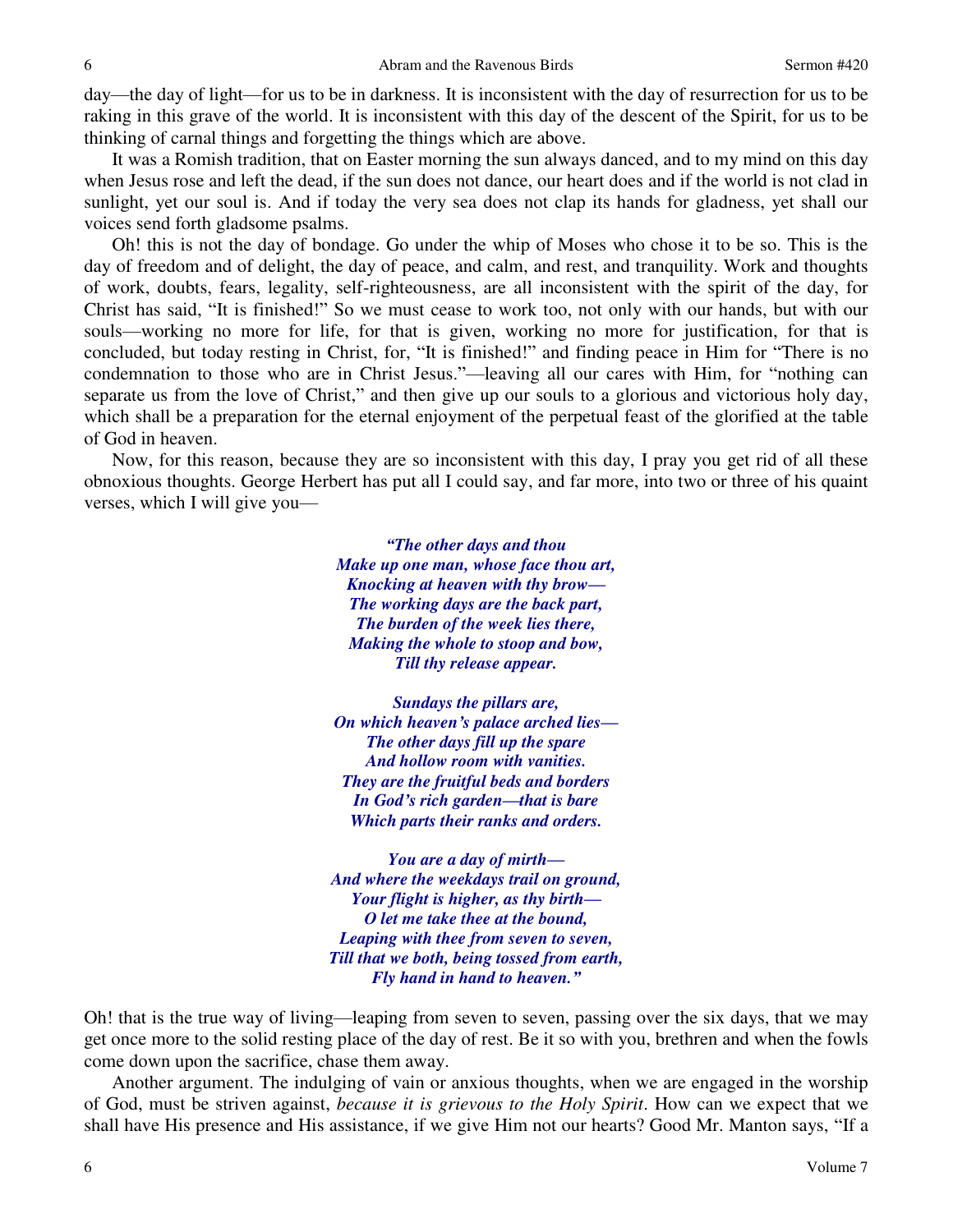day—the day of light—for us to be in darkness. It is inconsistent with the day of resurrection for us to be raking in this grave of the world. It is inconsistent with this day of the descent of the Spirit, for us to be thinking of carnal things and forgetting the things which are above.

It was a Romish tradition, that on Easter morning the sun always danced, and to my mind on this day when Jesus rose and left the dead, if the sun does not dance, our heart does and if the world is not clad in sunlight, yet our soul is. And if today the very sea does not clap its hands for gladness, yet shall our voices send forth gladsome psalms.

Oh! this is not the day of bondage. Go under the whip of Moses who chose it to be so. This is the day of freedom and of delight, the day of peace, and calm, and rest, and tranquility. Work and thoughts of work, doubts, fears, legality, self-righteousness, are all inconsistent with the spirit of the day, for Christ has said, "It is finished!" So we must cease to work too, not only with our hands, but with our souls—working no more for life, for that is given, working no more for justification, for that is concluded, but today resting in Christ, for, "It is finished!" and finding peace in Him for "There is no condemnation to those who are in Christ Jesus."—leaving all our cares with Him, for "nothing can separate us from the love of Christ," and then give up our souls to a glorious and victorious holy day, which shall be a preparation for the eternal enjoyment of the perpetual feast of the glorified at the table of God in heaven.

Now, for this reason, because they are so inconsistent with this day, I pray you get rid of all these obnoxious thoughts. George Herbert has put all I could say, and far more, into two or three of his quaint verses, which I will give you—

> ***"The other days and thou***
> ***Make up one man, whose face thou art,***
> ***Knocking at heaven with thy brow—***
> ***The working days are the back part,***
> ***The burden of the week lies there,***
> ***Making the whole to stoop and bow,***
> ***Till thy release appear.***
>
> ***Sundays the pillars are,***
> ***On which heaven's palace arched lies—***
> ***The other days fill up the spare***
> ***And hollow room with vanities.***
> ***They are the fruitful beds and borders***
> ***In God's rich garden—that is bare***
> ***Which parts their ranks and orders.***
>
> ***You are a day of mirth—***
> ***And where the weekdays trail on ground,***
> ***Your flight is higher, as thy birth—***
> ***O let me take thee at the bound,***
> ***Leaping with thee from seven to seven,***
> ***Till that we both, being tossed from earth,***
> ***Fly hand in hand to heaven."***

Oh! that is the true way of living—leaping from seven to seven, passing over the six days, that we may get once more to the solid resting place of the day of rest. Be it so with you, brethren and when the fowls come down upon the sacrifice, chase them away.

Another argument. The indulging of vain or anxious thoughts, when we are engaged in the worship of God, must be striven against, *because it is grievous to the Holy Spirit*. How can we expect that we shall have His presence and His assistance, if we give Him not our hearts? Good Mr. Manton says, "If a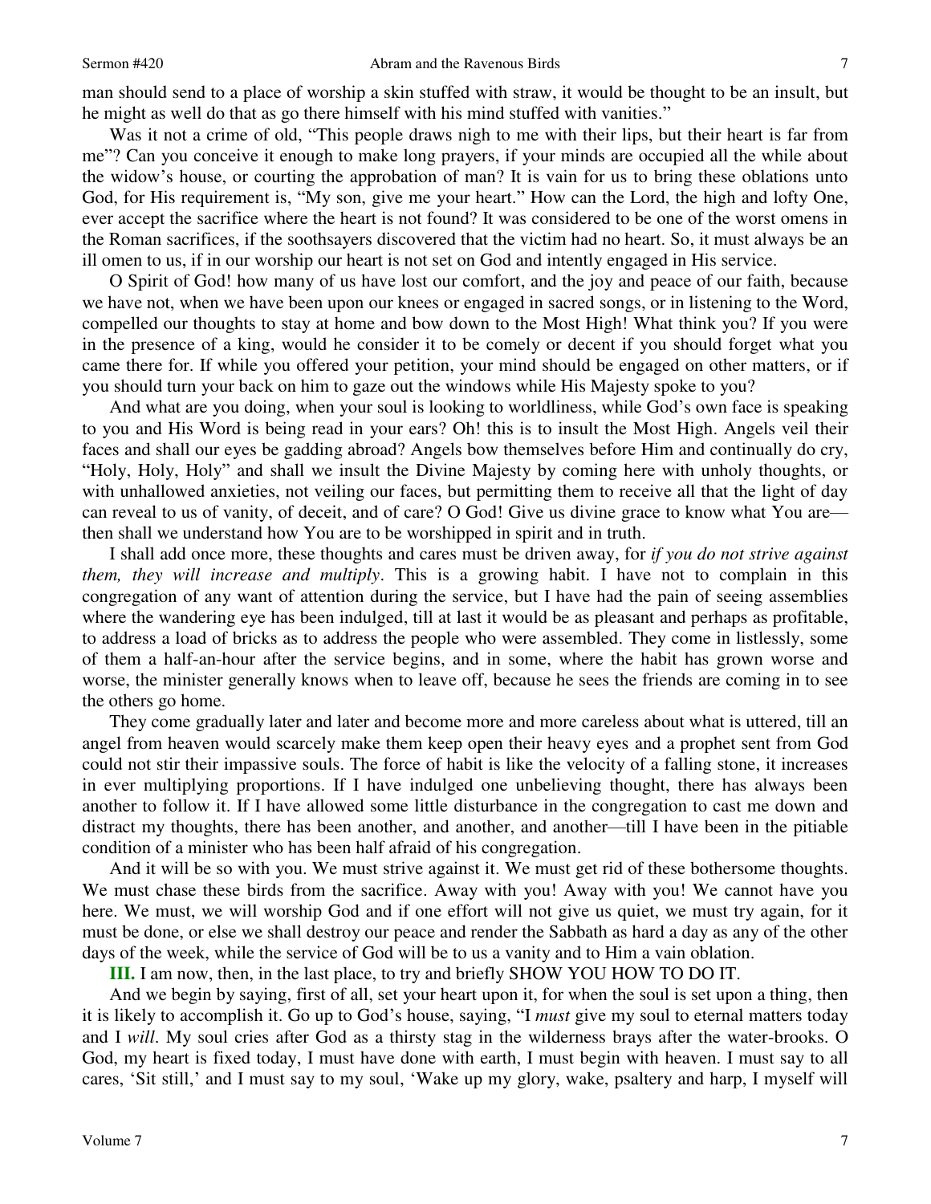man should send to a place of worship a skin stuffed with straw, it would be thought to be an insult, but he might as well do that as go there himself with his mind stuffed with vanities."

Was it not a crime of old, "This people draws nigh to me with their lips, but their heart is far from me"? Can you conceive it enough to make long prayers, if your minds are occupied all the while about the widow's house, or courting the approbation of man? It is vain for us to bring these oblations unto God, for His requirement is, "My son, give me your heart." How can the Lord, the high and lofty One, ever accept the sacrifice where the heart is not found? It was considered to be one of the worst omens in the Roman sacrifices, if the soothsayers discovered that the victim had no heart. So, it must always be an ill omen to us, if in our worship our heart is not set on God and intently engaged in His service.

O Spirit of God! how many of us have lost our comfort, and the joy and peace of our faith, because we have not, when we have been upon our knees or engaged in sacred songs, or in listening to the Word, compelled our thoughts to stay at home and bow down to the Most High! What think you? If you were in the presence of a king, would he consider it to be comely or decent if you should forget what you came there for. If while you offered your petition, your mind should be engaged on other matters, or if you should turn your back on him to gaze out the windows while His Majesty spoke to you?

And what are you doing, when your soul is looking to worldliness, while God's own face is speaking to you and His Word is being read in your ears? Oh! this is to insult the Most High. Angels veil their faces and shall our eyes be gadding abroad? Angels bow themselves before Him and continually do cry, "Holy, Holy, Holy" and shall we insult the Divine Majesty by coming here with unholy thoughts, or with unhallowed anxieties, not veiling our faces, but permitting them to receive all that the light of day can reveal to us of vanity, of deceit, and of care? O God! Give us divine grace to know what You are—then shall we understand how You are to be worshipped in spirit and in truth.

I shall add once more, these thoughts and cares must be driven away, for *if you do not strive against them, they will increase and multiply*. This is a growing habit. I have not to complain in this congregation of any want of attention during the service, but I have had the pain of seeing assemblies where the wandering eye has been indulged, till at last it would be as pleasant and perhaps as profitable, to address a load of bricks as to address the people who were assembled. They come in listlessly, some of them a half-an-hour after the service begins, and in some, where the habit has grown worse and worse, the minister generally knows when to leave off, because he sees the friends are coming in to see the others go home.

They come gradually later and later and become more and more careless about what is uttered, till an angel from heaven would scarcely make them keep open their heavy eyes and a prophet sent from God could not stir their impassive souls. The force of habit is like the velocity of a falling stone, it increases in ever multiplying proportions. If I have indulged one unbelieving thought, there has always been another to follow it. If I have allowed some little disturbance in the congregation to cast me down and distract my thoughts, there has been another, and another, and another—till I have been in the pitiable condition of a minister who has been half afraid of his congregation.

And it will be so with you. We must strive against it. We must get rid of these bothersome thoughts. We must chase these birds from the sacrifice. Away with you! Away with you! We cannot have you here. We must, we will worship God and if one effort will not give us quiet, we must try again, for it must be done, or else we shall destroy our peace and render the Sabbath as hard a day as any of the other days of the week, while the service of God will be to us a vanity and to Him a vain oblation.

**III.** I am now, then, in the last place, to try and briefly SHOW YOU HOW TO DO IT.

And we begin by saying, first of all, set your heart upon it, for when the soul is set upon a thing, then it is likely to accomplish it. Go up to God's house, saying, "I *must* give my soul to eternal matters today and I *will*. My soul cries after God as a thirsty stag in the wilderness brays after the water-brooks. O God, my heart is fixed today, I must have done with earth, I must begin with heaven. I must say to all cares, 'Sit still,' and I must say to my soul, 'Wake up my glory, wake, psaltery and harp, I myself will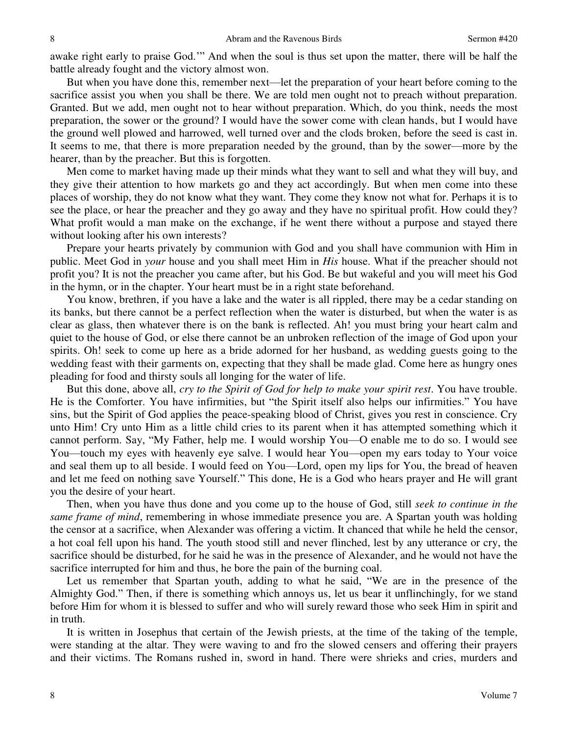awake right early to praise God.'" And when the soul is thus set upon the matter, there will be half the battle already fought and the victory almost won.

But when you have done this, remember next—let the preparation of your heart before coming to the sacrifice assist you when you shall be there. We are told men ought not to preach without preparation. Granted. But we add, men ought not to hear without preparation. Which, do you think, needs the most preparation, the sower or the ground? I would have the sower come with clean hands, but I would have the ground well plowed and harrowed, well turned over and the clods broken, before the seed is cast in. It seems to me, that there is more preparation needed by the ground, than by the sower—more by the hearer, than by the preacher. But this is forgotten.

Men come to market having made up their minds what they want to sell and what they will buy, and they give their attention to how markets go and they act accordingly. But when men come into these places of worship, they do not know what they want. They come they know not what for. Perhaps it is to see the place, or hear the preacher and they go away and they have no spiritual profit. How could they? What profit would a man make on the exchange, if he went there without a purpose and stayed there without looking after his own interests?

Prepare your hearts privately by communion with God and you shall have communion with Him in public. Meet God in *your* house and you shall meet Him in *His* house. What if the preacher should not profit you? It is not the preacher you came after, but his God. Be but wakeful and you will meet his God in the hymn, or in the chapter. Your heart must be in a right state beforehand.

You know, brethren, if you have a lake and the water is all rippled, there may be a cedar standing on its banks, but there cannot be a perfect reflection when the water is disturbed, but when the water is as clear as glass, then whatever there is on the bank is reflected. Ah! you must bring your heart calm and quiet to the house of God, or else there cannot be an unbroken reflection of the image of God upon your spirits. Oh! seek to come up here as a bride adorned for her husband, as wedding guests going to the wedding feast with their garments on, expecting that they shall be made glad. Come here as hungry ones pleading for food and thirsty souls all longing for the water of life.

But this done, above all, *cry to the Spirit of God for help to make your spirit rest*. You have trouble. He is the Comforter. You have infirmities, but "the Spirit itself also helps our infirmities." You have sins, but the Spirit of God applies the peace-speaking blood of Christ, gives you rest in conscience. Cry unto Him! Cry unto Him as a little child cries to its parent when it has attempted something which it cannot perform. Say, "My Father, help me. I would worship You—O enable me to do so. I would see You—touch my eyes with heavenly eye salve. I would hear You—open my ears today to Your voice and seal them up to all beside. I would feed on You—Lord, open my lips for You, the bread of heaven and let me feed on nothing save Yourself." This done, He is a God who hears prayer and He will grant you the desire of your heart.

Then, when you have thus done and you come up to the house of God, still *seek to continue in the same frame of mind*, remembering in whose immediate presence you are. A Spartan youth was holding the censor at a sacrifice, when Alexander was offering a victim. It chanced that while he held the censor, a hot coal fell upon his hand. The youth stood still and never flinched, lest by any utterance or cry, the sacrifice should be disturbed, for he said he was in the presence of Alexander, and he would not have the sacrifice interrupted for him and thus, he bore the pain of the burning coal.

Let us remember that Spartan youth, adding to what he said, "We are in the presence of the Almighty God." Then, if there is something which annoys us, let us bear it unflinchingly, for we stand before Him for whom it is blessed to suffer and who will surely reward those who seek Him in spirit and in truth.

It is written in Josephus that certain of the Jewish priests, at the time of the taking of the temple, were standing at the altar. They were waving to and fro the slowed censers and offering their prayers and their victims. The Romans rushed in, sword in hand. There were shrieks and cries, murders and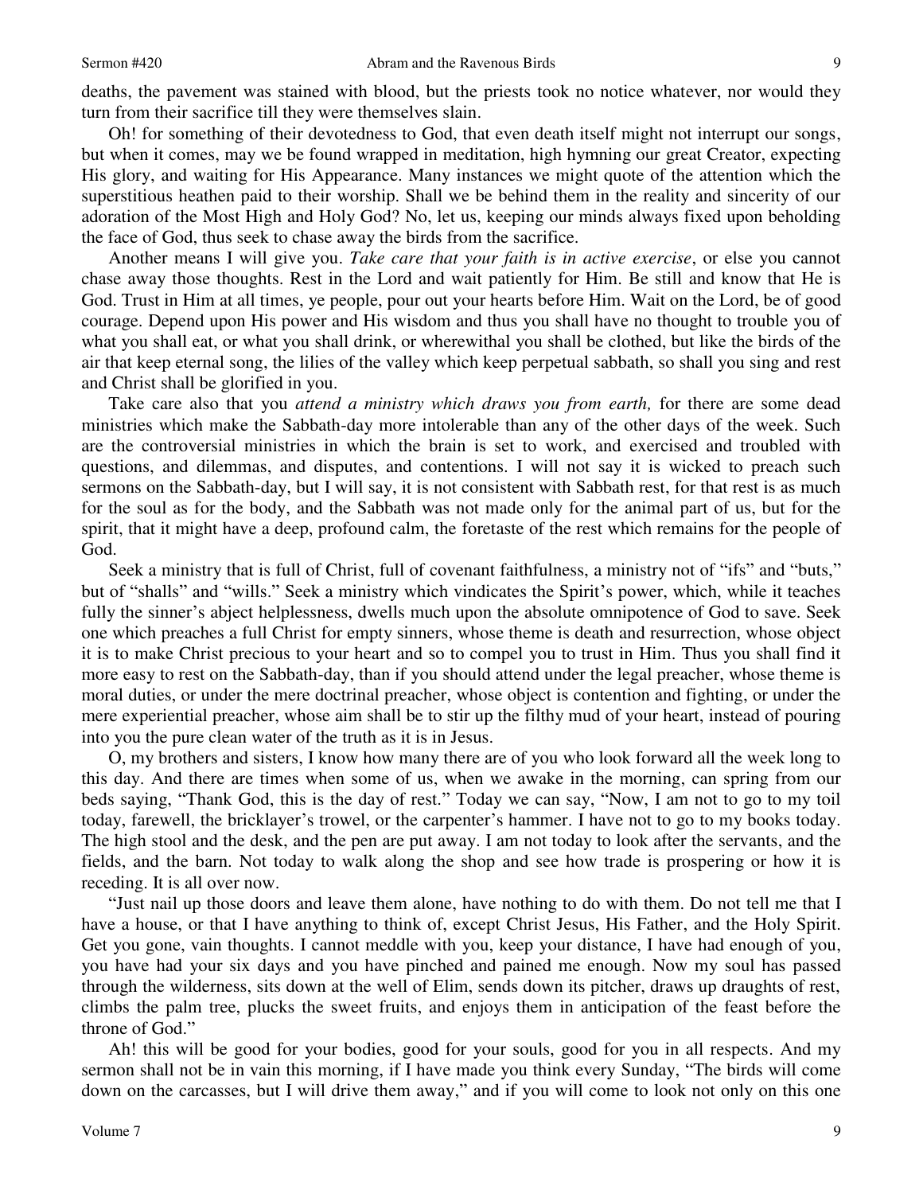deaths, the pavement was stained with blood, but the priests took no notice whatever, nor would they turn from their sacrifice till they were themselves slain.

Oh! for something of their devotedness to God, that even death itself might not interrupt our songs, but when it comes, may we be found wrapped in meditation, high hymning our great Creator, expecting His glory, and waiting for His Appearance. Many instances we might quote of the attention which the superstitious heathen paid to their worship. Shall we be behind them in the reality and sincerity of our adoration of the Most High and Holy God? No, let us, keeping our minds always fixed upon beholding the face of God, thus seek to chase away the birds from the sacrifice.

Another means I will give you. *Take care that your faith is in active exercise*, or else you cannot chase away those thoughts. Rest in the Lord and wait patiently for Him. Be still and know that He is God. Trust in Him at all times, ye people, pour out your hearts before Him. Wait on the Lord, be of good courage. Depend upon His power and His wisdom and thus you shall have no thought to trouble you of what you shall eat, or what you shall drink, or wherewithal you shall be clothed, but like the birds of the air that keep eternal song, the lilies of the valley which keep perpetual sabbath, so shall you sing and rest and Christ shall be glorified in you.

Take care also that you *attend a ministry which draws you from earth,* for there are some dead ministries which make the Sabbath-day more intolerable than any of the other days of the week. Such are the controversial ministries in which the brain is set to work, and exercised and troubled with questions, and dilemmas, and disputes, and contentions. I will not say it is wicked to preach such sermons on the Sabbath-day, but I will say, it is not consistent with Sabbath rest, for that rest is as much for the soul as for the body, and the Sabbath was not made only for the animal part of us, but for the spirit, that it might have a deep, profound calm, the foretaste of the rest which remains for the people of God.

Seek a ministry that is full of Christ, full of covenant faithfulness, a ministry not of "ifs" and "buts," but of "shalls" and "wills." Seek a ministry which vindicates the Spirit's power, which, while it teaches fully the sinner's abject helplessness, dwells much upon the absolute omnipotence of God to save. Seek one which preaches a full Christ for empty sinners, whose theme is death and resurrection, whose object it is to make Christ precious to your heart and so to compel you to trust in Him. Thus you shall find it more easy to rest on the Sabbath-day, than if you should attend under the legal preacher, whose theme is moral duties, or under the mere doctrinal preacher, whose object is contention and fighting, or under the mere experiential preacher, whose aim shall be to stir up the filthy mud of your heart, instead of pouring into you the pure clean water of the truth as it is in Jesus.

O, my brothers and sisters, I know how many there are of you who look forward all the week long to this day. And there are times when some of us, when we awake in the morning, can spring from our beds saying, "Thank God, this is the day of rest." Today we can say, "Now, I am not to go to my toil today, farewell, the bricklayer's trowel, or the carpenter's hammer. I have not to go to my books today. The high stool and the desk, and the pen are put away. I am not today to look after the servants, and the fields, and the barn. Not today to walk along the shop and see how trade is prospering or how it is receding. It is all over now.

"Just nail up those doors and leave them alone, have nothing to do with them. Do not tell me that I have a house, or that I have anything to think of, except Christ Jesus, His Father, and the Holy Spirit. Get you gone, vain thoughts. I cannot meddle with you, keep your distance, I have had enough of you, you have had your six days and you have pinched and pained me enough. Now my soul has passed through the wilderness, sits down at the well of Elim, sends down its pitcher, draws up draughts of rest, climbs the palm tree, plucks the sweet fruits, and enjoys them in anticipation of the feast before the throne of God."

Ah! this will be good for your bodies, good for your souls, good for you in all respects. And my sermon shall not be in vain this morning, if I have made you think every Sunday, "The birds will come down on the carcasses, but I will drive them away," and if you will come to look not only on this one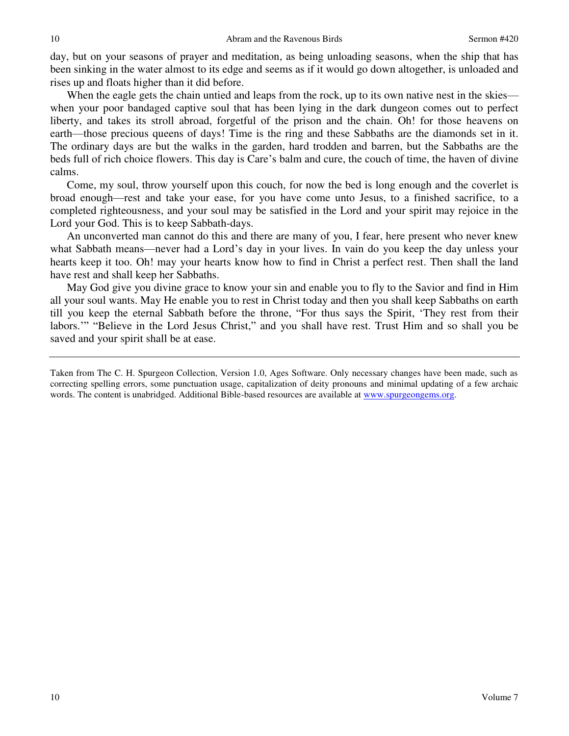day, but on your seasons of prayer and meditation, as being unloading seasons, when the ship that has been sinking in the water almost to its edge and seems as if it would go down altogether, is unloaded and rises up and floats higher than it did before.

When the eagle gets the chain untied and leaps from the rock, up to its own native nest in the skies—when your poor bandaged captive soul that has been lying in the dark dungeon comes out to perfect liberty, and takes its stroll abroad, forgetful of the prison and the chain. Oh! for those heavens on earth—those precious queens of days! Time is the ring and these Sabbaths are the diamonds set in it. The ordinary days are but the walks in the garden, hard trodden and barren, but the Sabbaths are the beds full of rich choice flowers. This day is Care's balm and cure, the couch of time, the haven of divine calms.

Come, my soul, throw yourself upon this couch, for now the bed is long enough and the coverlet is broad enough—rest and take your ease, for you have come unto Jesus, to a finished sacrifice, to a completed righteousness, and your soul may be satisfied in the Lord and your spirit may rejoice in the Lord your God. This is to keep Sabbath-days.

An unconverted man cannot do this and there are many of you, I fear, here present who never knew what Sabbath means—never had a Lord's day in your lives. In vain do you keep the day unless your hearts keep it too. Oh! may your hearts know how to find in Christ a perfect rest. Then shall the land have rest and shall keep her Sabbaths.

May God give you divine grace to know your sin and enable you to fly to the Savior and find in Him all your soul wants. May He enable you to rest in Christ today and then you shall keep Sabbaths on earth till you keep the eternal Sabbath before the throne, "For thus says the Spirit, 'They rest from their labors.'" "Believe in the Lord Jesus Christ," and you shall have rest. Trust Him and so shall you be saved and your spirit shall be at ease.

---

Taken from The C. H. Spurgeon Collection, Version 1.0, Ages Software. Only necessary changes have been made, such as correcting spelling errors, some punctuation usage, capitalization of deity pronouns and minimal updating of a few archaic words. The content is unabridged. Additional Bible-based resources are available at www.spurgeongems.org.